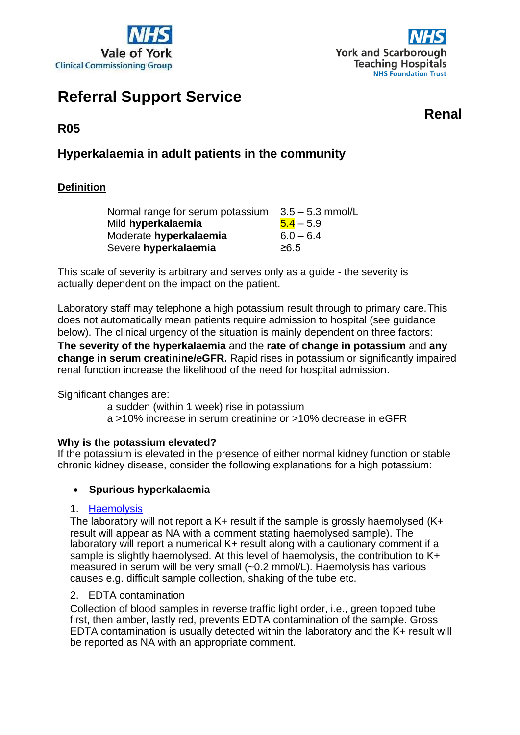NHS Vale of York Clinical Commissioning Group

NHS York and Scarborough Teaching Hospitals NHS Foundation Trust

# Referral Support Service

**Renal**

## R05

## Hyperkalaemia in adult patients in the community

### Definition

| | |
|---|---|
| Normal range for serum potassium | 3.5 – 5.3 mmol/L |
| Mild **hyperkalaemia** | 5.4 – 5.9 |
| Moderate **hyperkalaemia** | 6.0 – 6.4 |
| Severe **hyperkalaemia** | ≥6.5 |

This scale of severity is arbitrary and serves only as a guide - the severity is actually dependent on the impact on the patient.

Laboratory staff may telephone a high potassium result through to primary care. This does not automatically mean patients require admission to hospital (see guidance below). The clinical urgency of the situation is mainly dependent on three factors: **The severity of the hyperkalaemia** and the **rate of change in potassium** and **any change in serum creatinine/eGFR.** Rapid rises in potassium or significantly impaired renal function increase the likelihood of the need for hospital admission.

Significant changes are:

- a sudden (within 1 week) rise in potassium
- a >10% increase in serum creatinine or >10% decrease in eGFR

**Why is the potassium elevated?**

If the potassium is elevated in the presence of either normal kidney function or stable chronic kidney disease, consider the following explanations for a high potassium:

- **Spurious hyperkalaemia**

1. Haemolysis

The laboratory will not report a K+ result if the sample is grossly haemolysed (K+ result will appear as NA with a comment stating haemolysed sample). The laboratory will report a numerical K+ result along with a cautionary comment if a sample is slightly haemolysed. At this level of haemolysis, the contribution to K+ measured in serum will be very small (~0.2 mmol/L). Haemolysis has various causes e.g. difficult sample collection, shaking of the tube etc.

2. EDTA contamination

Collection of blood samples in reverse traffic light order, i.e., green topped tube first, then amber, lastly red, prevents EDTA contamination of the sample. Gross EDTA contamination is usually detected within the laboratory and the K+ result will be reported as NA with an appropriate comment.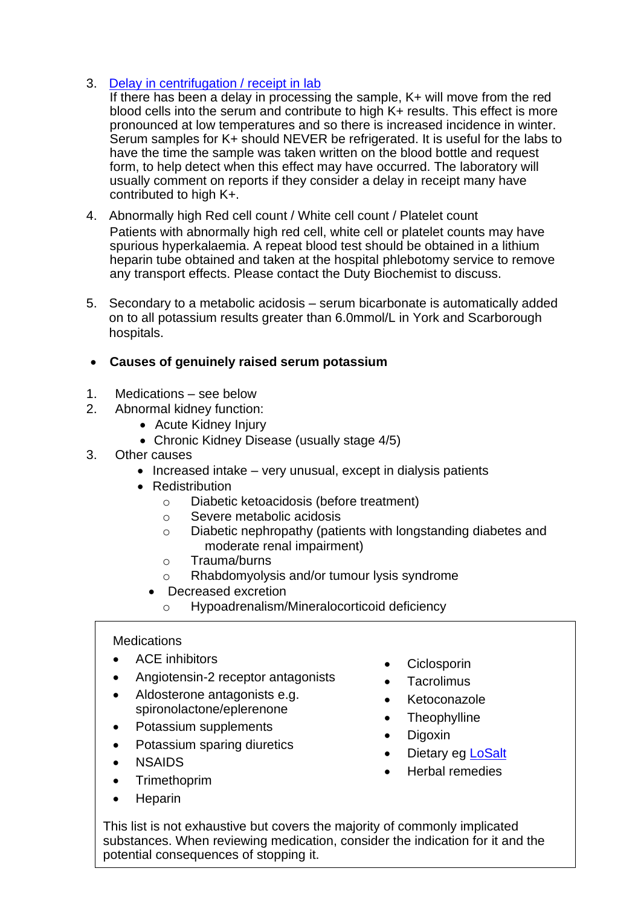3. Delay in centrifugation / receipt in lab
   If there has been a delay in processing the sample, K+ will move from the red blood cells into the serum and contribute to high K+ results. This effect is more pronounced at low temperatures and so there is increased incidence in winter. Serum samples for K+ should NEVER be refrigerated. It is useful for the labs to have the time the sample was taken written on the blood bottle and request form, to help detect when this effect may have occurred. The laboratory will usually comment on reports if they consider a delay in receipt many have contributed to high K+.

4. Abnormally high Red cell count / White cell count / Platelet count
   Patients with abnormally high red cell, white cell or platelet counts may have spurious hyperkalaemia. A repeat blood test should be obtained in a lithium heparin tube obtained and taken at the hospital phlebotomy service to remove any transport effects. Please contact the Duty Biochemist to discuss.

5. Secondary to a metabolic acidosis – serum bicarbonate is automatically added on to all potassium results greater than 6.0mmol/L in York and Scarborough hospitals.

- **Causes of genuinely raised serum potassium**

1. Medications – see below
2. Abnormal kidney function:
   - Acute Kidney Injury
   - Chronic Kidney Disease (usually stage 4/5)
3. Other causes
   - Increased intake – very unusual, except in dialysis patients
   - Redistribution
     - Diabetic ketoacidosis (before treatment)
     - Severe metabolic acidosis
     - Diabetic nephropathy (patients with longstanding diabetes and moderate renal impairment)
     - Trauma/burns
     - Rhabdomyolysis and/or tumour lysis syndrome
   - Decreased excretion
     - Hypoadrenalism/Mineralocorticoid deficiency

Medications

- ACE inhibitors
- Angiotensin-2 receptor antagonists
- Aldosterone antagonists e.g. spironolactone/eplerenone
- Potassium supplements
- Potassium sparing diuretics
- NSAIDS
- Trimethoprim
- Heparin
- Ciclosporin
- Tacrolimus
- Ketoconazole
- Theophylline
- Digoxin
- Dietary eg LoSalt
- Herbal remedies

This list is not exhaustive but covers the majority of commonly implicated substances. When reviewing medication, consider the indication for it and the potential consequences of stopping it.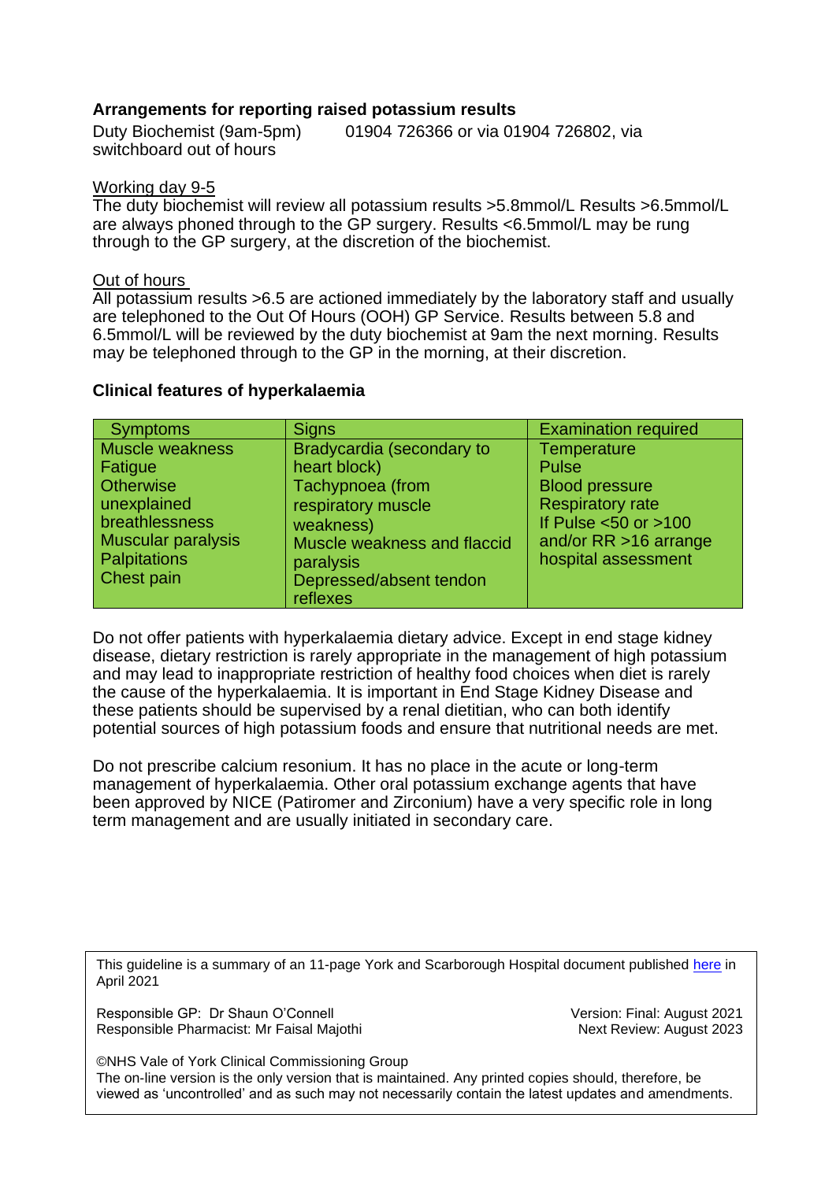### Arrangements for reporting raised potassium results

Duty Biochemist (9am-5pm) 01904 726366 or via 01904 726802, via switchboard out of hours

Working day 9-5

The duty biochemist will review all potassium results >5.8mmol/L Results >6.5mmol/L are always phoned through to the GP surgery. Results <6.5mmol/L may be rung through to the GP surgery, at the discretion of the biochemist.

Out of hours

All potassium results >6.5 are actioned immediately by the laboratory staff and usually are telephoned to the Out Of Hours (OOH) GP Service. Results between 5.8 and 6.5mmol/L will be reviewed by the duty biochemist at 9am the next morning. Results may be telephoned through to the GP in the morning, at their discretion.

### Clinical features of hyperkalaemia

| Symptoms | Signs | Examination required |
|---|---|---|
| Muscle weakness<br>Fatigue<br>Otherwise unexplained breathlessness<br>Muscular paralysis<br>Palpitations<br>Chest pain | Bradycardia (secondary to heart block)<br>Tachypnoea (from respiratory muscle weakness)<br>Muscle weakness and flaccid paralysis<br>Depressed/absent tendon reflexes | Temperature<br>Pulse<br>Blood pressure<br>Respiratory rate<br>If Pulse <50 or >100 and/or RR >16 arrange hospital assessment |

Do not offer patients with hyperkalaemia dietary advice. Except in end stage kidney disease, dietary restriction is rarely appropriate in the management of high potassium and may lead to inappropriate restriction of healthy food choices when diet is rarely the cause of the hyperkalaemia. It is important in End Stage Kidney Disease and these patients should be supervised by a renal dietitian, who can both identify potential sources of high potassium foods and ensure that nutritional needs are met.

Do not prescribe calcium resonium. It has no place in the acute or long-term management of hyperkalaemia. Other oral potassium exchange agents that have been approved by NICE (Patiromer and Zirconium) have a very specific role in long term management and are usually initiated in secondary care.

This guideline is a summary of an 11-page York and Scarborough Hospital document published here in April 2021

Responsible GP: Dr Shaun O'Connell
Responsible Pharmacist: Mr Faisal Majothi

Version: Final: August 2021
Next Review: August 2023

©NHS Vale of York Clinical Commissioning Group
The on-line version is the only version that is maintained. Any printed copies should, therefore, be viewed as 'uncontrolled' and as such may not necessarily contain the latest updates and amendments.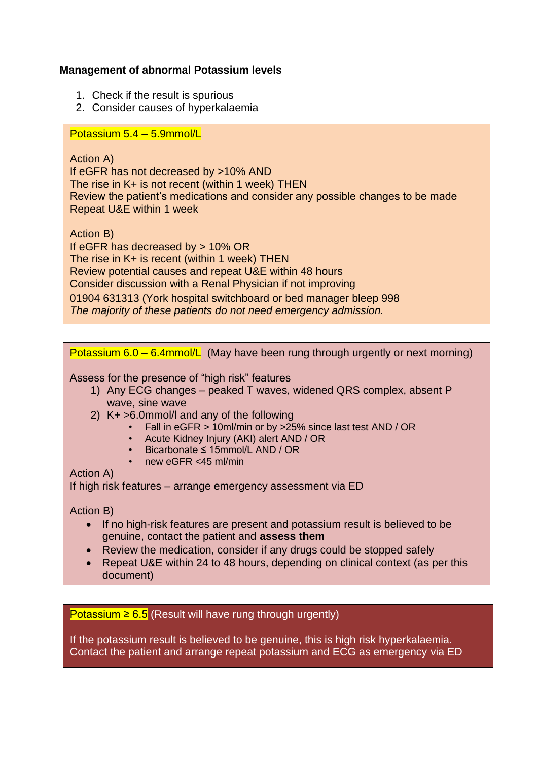**Management of abnormal Potassium levels**

1. Check if the result is spurious
2. Consider causes of hyperkalaemia

Potassium 5.4 – 5.9mmol/L

Action A)
If eGFR has not decreased by >10% AND
The rise in K+ is not recent (within 1 week) THEN
Review the patient's medications and consider any possible changes to be made
Repeat U&E within 1 week

Action B)
If eGFR has decreased by > 10% OR
The rise in K+ is recent (within 1 week) THEN
Review potential causes and repeat U&E within 48 hours
Consider discussion with a Renal Physician if not improving
01904 631313 (York hospital switchboard or bed manager bleep 998
*The majority of these patients do not need emergency admission.*

Potassium 6.0 – 6.4mmol/L (May have been rung through urgently or next morning)

Assess for the presence of "high risk" features

1) Any ECG changes – peaked T waves, widened QRS complex, absent P wave, sine wave
2) K+ >6.0mmol/l and any of the following
    - Fall in eGFR > 10ml/min or by >25% since last test AND / OR
    - Acute Kidney Injury (AKI) alert AND / OR
    - Bicarbonate ≤ 15mmol/L AND / OR
    - new eGFR <45 ml/min

Action A)
If high risk features – arrange emergency assessment via ED

Action B)

- If no high-risk features are present and potassium result is believed to be genuine, contact the patient and **assess them**
- Review the medication, consider if any drugs could be stopped safely
- Repeat U&E within 24 to 48 hours, depending on clinical context (as per this document)

Potassium ≥ 6.5 (Result will have rung through urgently)

If the potassium result is believed to be genuine, this is high risk hyperkalaemia.
Contact the patient and arrange repeat potassium and ECG as emergency via ED